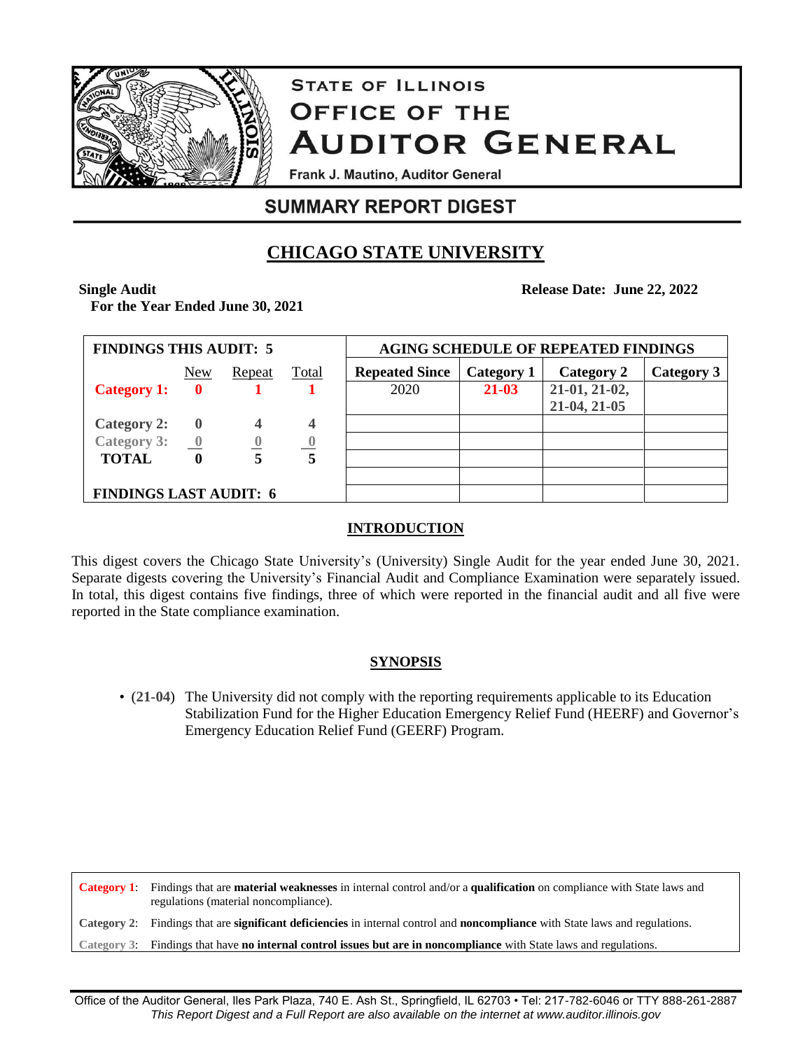# STATE OF ILLINOIS
# OFFICE OF THE AUDITOR GENERAL

Frank J. Mautino, Auditor General

## SUMMARY REPORT DIGEST

## CHICAGO STATE UNIVERSITY

**Single Audit**
**For the Year Ended June 30, 2021**

**Release Date: June 22, 2022**

| FINDINGS THIS AUDIT: 5 | | | |
|---|---|---|---|
| | New | Repeat | Total |
| **Category 1:** | **0** | **1** | **1** |
| **Category 2:** | **0** | **4** | **4** |
| Category 3: | 0 | 0 | 0 |
| **TOTAL** | **0** | **5** | **5** |

**FINDINGS LAST AUDIT: 6**

| AGING SCHEDULE OF REPEATED FINDINGS | | | |
|---|---|---|---|
| **Repeated Since** | **Category 1** | **Category 2** | **Category 3** |
| 2020 | **21-03** | **21-01, 21-02, 21-04, 21-05** | |

## INTRODUCTION

This digest covers the Chicago State University's (University) Single Audit for the year ended June 30, 2021. Separate digests covering the University's Financial Audit and Compliance Examination were separately issued. In total, this digest contains five findings, three of which were reported in the financial audit and all five were reported in the State compliance examination.

## SYNOPSIS

- (**21-04**) The University did not comply with the reporting requirements applicable to its Education Stabilization Fund for the Higher Education Emergency Relief Fund (HEERF) and Governor's Emergency Education Relief Fund (GEERF) Program.

| | |
|---|---|
| **Category 1**: | Findings that are **material weaknesses** in internal control and/or a **qualification** on compliance with State laws and regulations (material noncompliance). |
| **Category 2**: | Findings that are **significant deficiencies** in internal control and **noncompliance** with State laws and regulations. |
| Category 3: | Findings that have **no internal control issues but are in noncompliance** with State laws and regulations. |

Office of the Auditor General, Iles Park Plaza, 740 E. Ash St., Springfield, IL 62703 • Tel: 217-782-6046 or TTY 888-261-2887
*This Report Digest and a Full Report are also available on the internet at www.auditor.illinois.gov*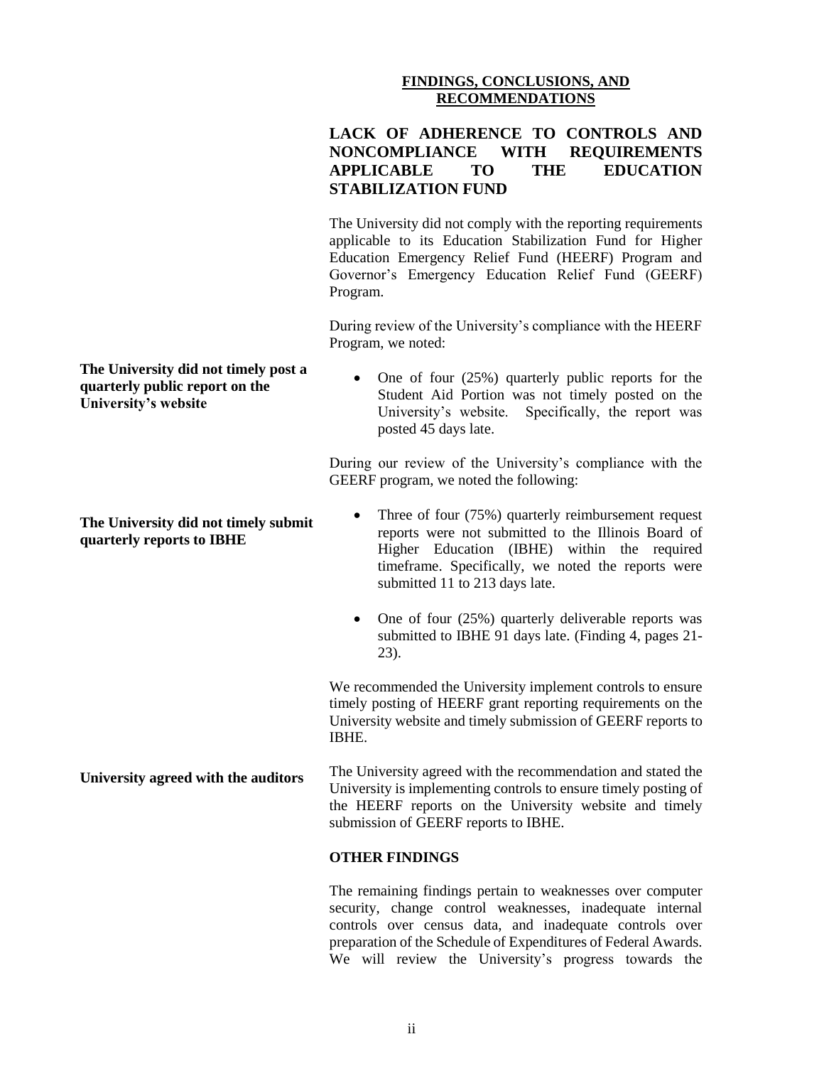## FINDINGS, CONCLUSIONS, AND RECOMMENDATIONS

### LACK OF ADHERENCE TO CONTROLS AND NONCOMPLIANCE WITH REQUIREMENTS APPLICABLE TO THE EDUCATION STABILIZATION FUND

The University did not comply with the reporting requirements applicable to its Education Stabilization Fund for Higher Education Emergency Relief Fund (HEERF) Program and Governor's Emergency Education Relief Fund (GEERF) Program.

During review of the University's compliance with the HEERF Program, we noted:

**The University did not timely post a quarterly public report on the University's website**

- One of four (25%) quarterly public reports for the Student Aid Portion was not timely posted on the University's website. Specifically, the report was posted 45 days late.

During our review of the University's compliance with the GEERF program, we noted the following:

**The University did not timely submit quarterly reports to IBHE**

- Three of four (75%) quarterly reimbursement request reports were not submitted to the Illinois Board of Higher Education (IBHE) within the required timeframe. Specifically, we noted the reports were submitted 11 to 213 days late.
- One of four (25%) quarterly deliverable reports was submitted to IBHE 91 days late. (Finding 4, pages 21-23).

We recommended the University implement controls to ensure timely posting of HEERF grant reporting requirements on the University website and timely submission of GEERF reports to IBHE.

**University agreed with the auditors**

The University agreed with the recommendation and stated the University is implementing controls to ensure timely posting of the HEERF reports on the University website and timely submission of GEERF reports to IBHE.

**OTHER FINDINGS**

The remaining findings pertain to weaknesses over computer security, change control weaknesses, inadequate internal controls over census data, and inadequate controls over preparation of the Schedule of Expenditures of Federal Awards. We will review the University's progress towards the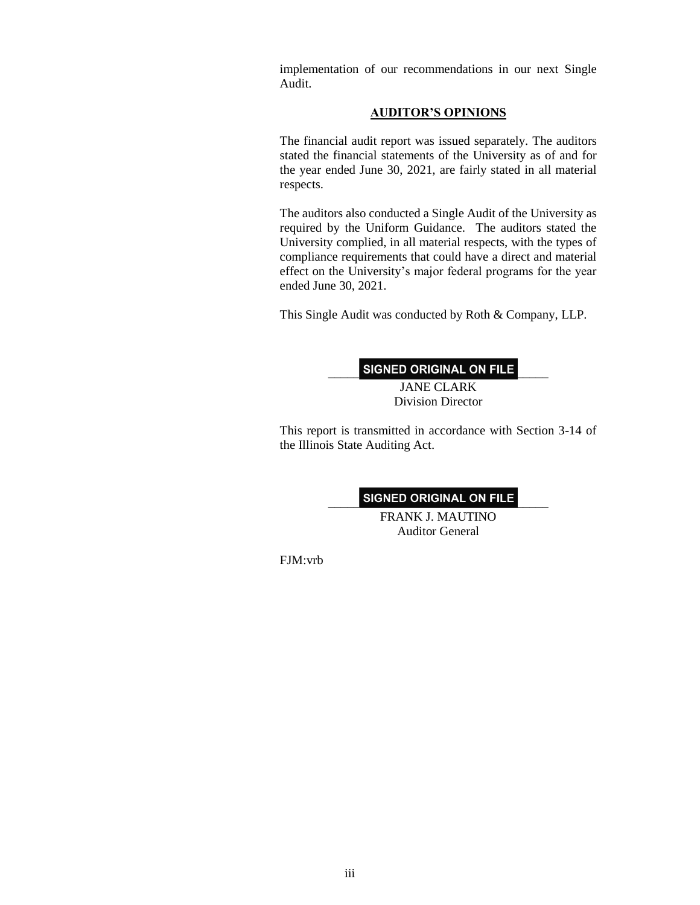implementation of our recommendations in our next Single Audit.

## AUDITOR'S OPINIONS

The financial audit report was issued separately. The auditors stated the financial statements of the University as of and for the year ended June 30, 2021, are fairly stated in all material respects.

The auditors also conducted a Single Audit of the University as required by the Uniform Guidance. The auditors stated the University complied, in all material respects, with the types of compliance requirements that could have a direct and material effect on the University's major federal programs for the year ended June 30, 2021.

This Single Audit was conducted by Roth & Company, LLP.

SIGNED ORIGINAL ON FILE

JANE CLARK
Division Director

This report is transmitted in accordance with Section 3-14 of the Illinois State Auditing Act.

SIGNED ORIGINAL ON FILE

FRANK J. MAUTINO
Auditor General

FJM:vrb